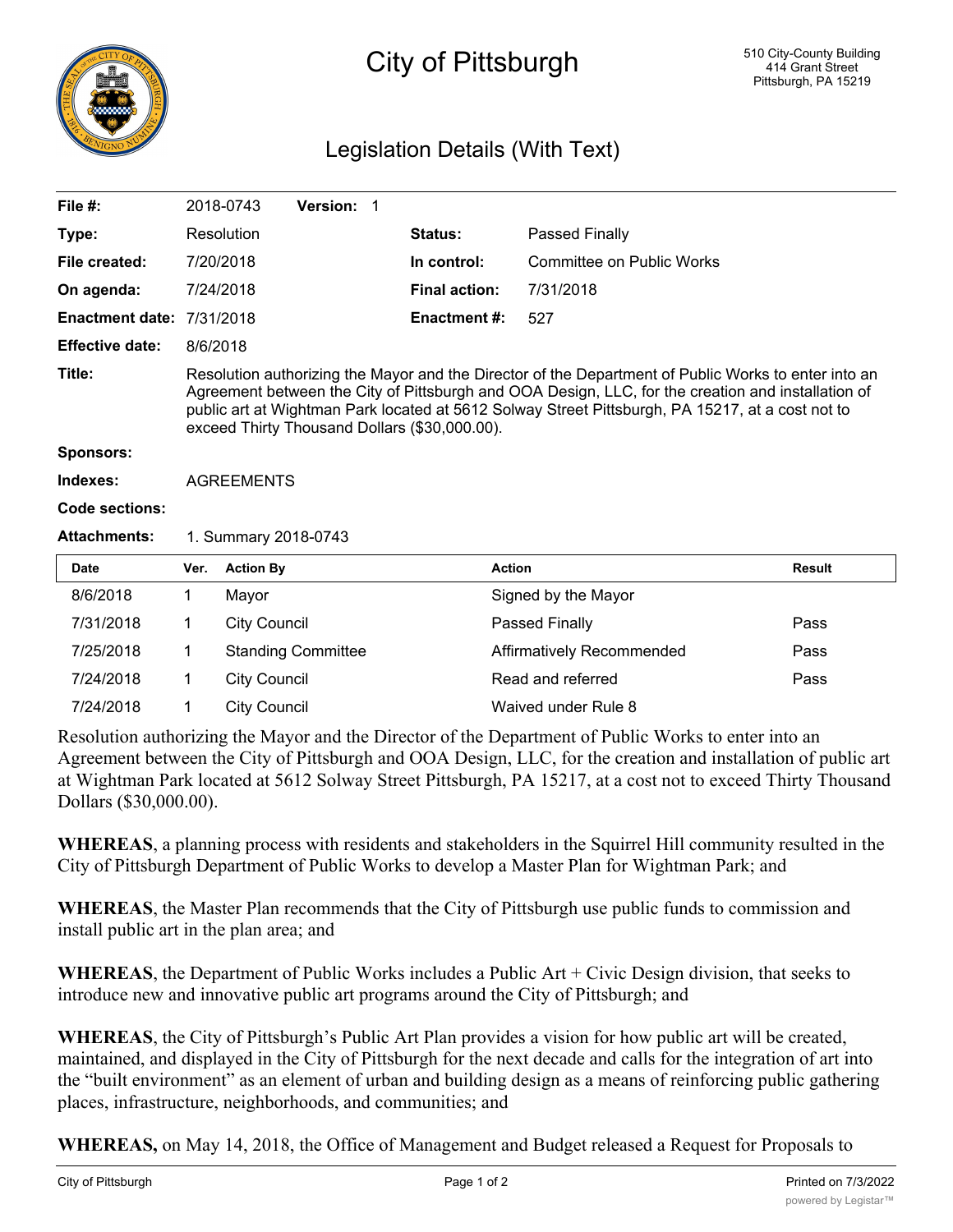# City of Pittsburgh

510 City-County Building
414 Grant Street
Pittsburgh, PA 15219

## Legislation Details (With Text)

| | | | |
|---|---|---|---|
| **File #:** | 2018-0743 **Version:** 1 | | |
| **Type:** | Resolution | **Status:** | Passed Finally |
| **File created:** | 7/20/2018 | **In control:** | Committee on Public Works |
| **On agenda:** | 7/24/2018 | **Final action:** | 7/31/2018 |
| **Enactment date:** | 7/31/2018 | **Enactment #:** | 527 |
| **Effective date:** | 8/6/2018 | | |

**Title:** Resolution authorizing the Mayor and the Director of the Department of Public Works to enter into an Agreement between the City of Pittsburgh and OOA Design, LLC, for the creation and installation of public art at Wightman Park located at 5612 Solway Street Pittsburgh, PA 15217, at a cost not to exceed Thirty Thousand Dollars ($30,000.00).

**Sponsors:**

**Indexes:** AGREEMENTS

**Code sections:**

**Attachments:** 1. Summary 2018-0743

| Date | Ver. | Action By | Action | Result |
|---|---|---|---|---|
| 8/6/2018 | 1 | Mayor | Signed by the Mayor | |
| 7/31/2018 | 1 | City Council | Passed Finally | Pass |
| 7/25/2018 | 1 | Standing Committee | Affirmatively Recommended | Pass |
| 7/24/2018 | 1 | City Council | Read and referred | Pass |
| 7/24/2018 | 1 | City Council | Waived under Rule 8 | |

Resolution authorizing the Mayor and the Director of the Department of Public Works to enter into an Agreement between the City of Pittsburgh and OOA Design, LLC, for the creation and installation of public art at Wightman Park located at 5612 Solway Street Pittsburgh, PA 15217, at a cost not to exceed Thirty Thousand Dollars ($30,000.00).

**WHEREAS**, a planning process with residents and stakeholders in the Squirrel Hill community resulted in the City of Pittsburgh Department of Public Works to develop a Master Plan for Wightman Park; and

**WHEREAS**, the Master Plan recommends that the City of Pittsburgh use public funds to commission and install public art in the plan area; and

**WHEREAS**, the Department of Public Works includes a Public Art + Civic Design division, that seeks to introduce new and innovative public art programs around the City of Pittsburgh; and

**WHEREAS**, the City of Pittsburgh's Public Art Plan provides a vision for how public art will be created, maintained, and displayed in the City of Pittsburgh for the next decade and calls for the integration of art into the "built environment" as an element of urban and building design as a means of reinforcing public gathering places, infrastructure, neighborhoods, and communities; and

**WHEREAS,** on May 14, 2018, the Office of Management and Budget released a Request for Proposals to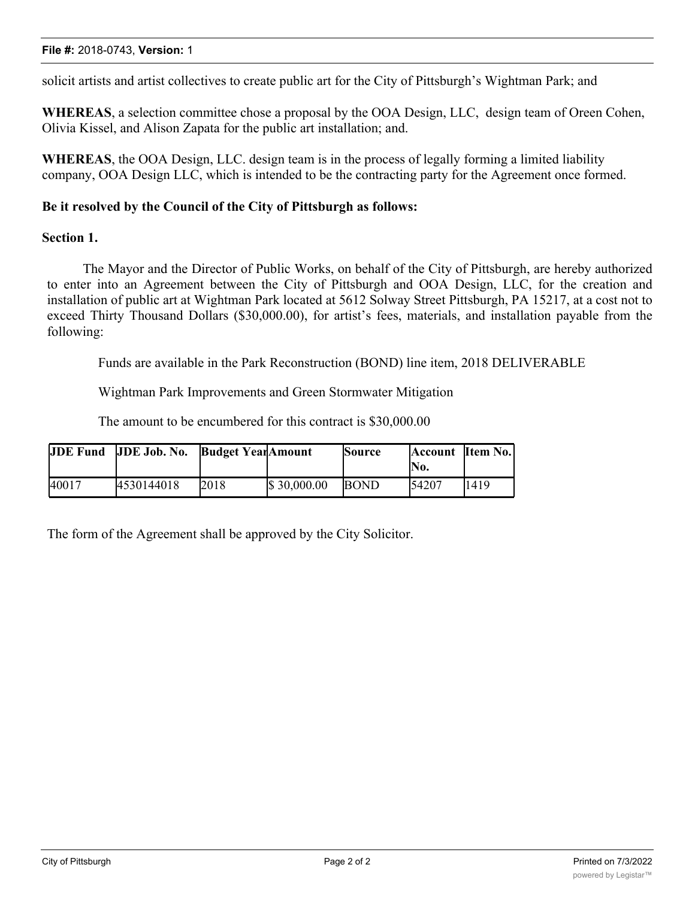solicit artists and artist collectives to create public art for the City of Pittsburgh's Wightman Park; and

**WHEREAS**, a selection committee chose a proposal by the OOA Design, LLC, design team of Oreen Cohen, Olivia Kissel, and Alison Zapata for the public art installation; and.

**WHEREAS**, the OOA Design, LLC. design team is in the process of legally forming a limited liability company, OOA Design LLC, which is intended to be the contracting party for the Agreement once formed.

**Be it resolved by the Council of the City of Pittsburgh as follows:**

**Section 1.**

The Mayor and the Director of Public Works, on behalf of the City of Pittsburgh, are hereby authorized to enter into an Agreement between the City of Pittsburgh and OOA Design, LLC, for the creation and installation of public art at Wightman Park located at 5612 Solway Street Pittsburgh, PA 15217, at a cost not to exceed Thirty Thousand Dollars ($30,000.00), for artist's fees, materials, and installation payable from the following:

Funds are available in the Park Reconstruction (BOND) line item, 2018 DELIVERABLE

Wightman Park Improvements and Green Stormwater Mitigation

The amount to be encumbered for this contract is $30,000.00

| JDE Fund | JDE Job. No. | Budget Year | Amount | Source | Account No. | Item No. |
| --- | --- | --- | --- | --- | --- | --- |
| 40017 | 4530144018 | 2018 | $ 30,000.00 | BOND | 54207 | 1419 |

The form of the Agreement shall be approved by the City Solicitor.